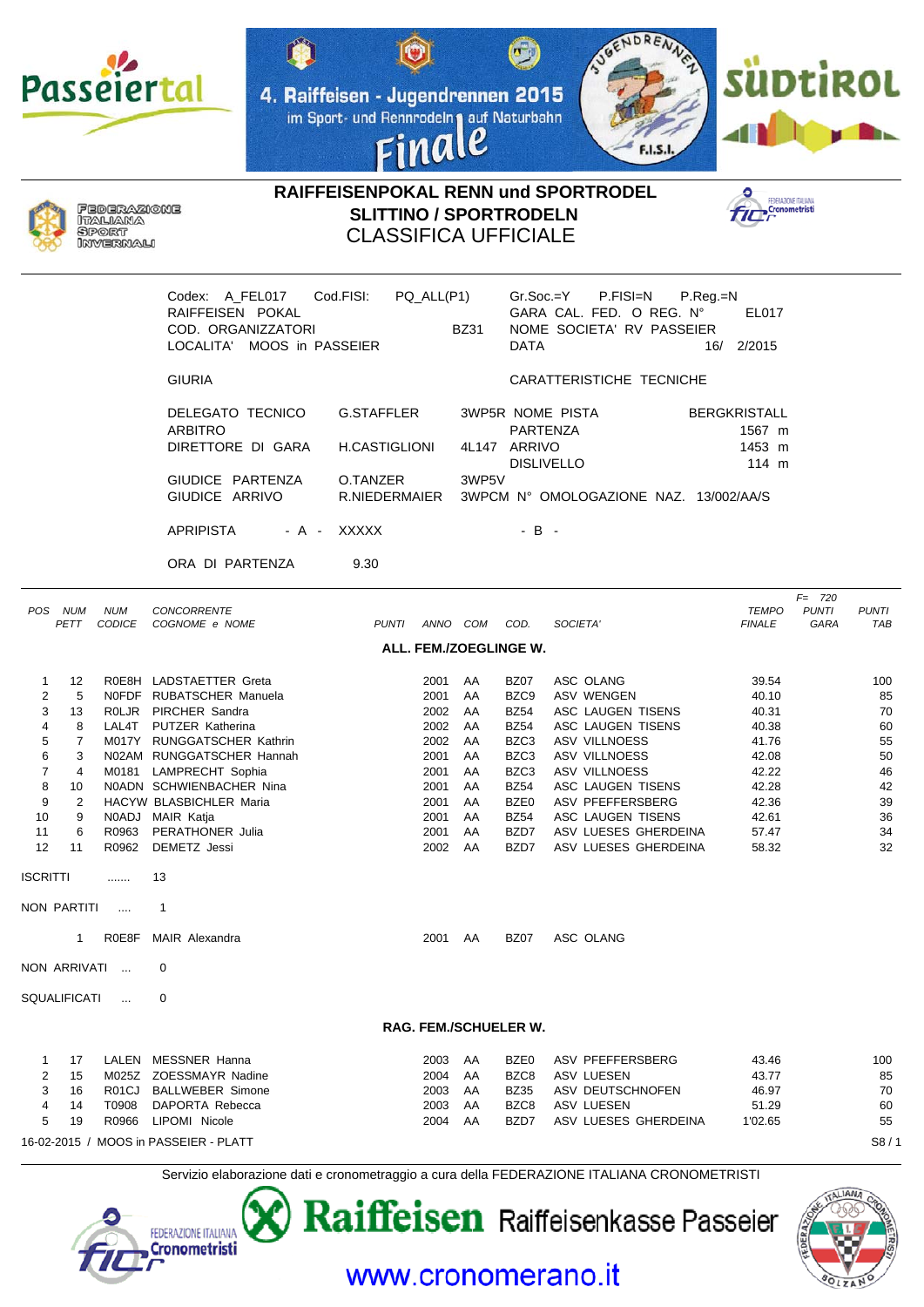Passeiertal

4. Raiffeisen - Jugendrennen 2015
im Sport- und Rennrodeln auf Naturbahn
Finale

südtirol

FEDERAZIONE ITALIANA SPORT INVERNALI

# RAIFFEISENPOKAL RENN und SPORTRODEL
## SLITTINO / SPORTRODELN
## CLASSIFICA UFFICIALE

Codex: A_FEL017 Cod.FISI: PQ_ALL(P1) Gr.Soc.=Y P.FISI=N P.Reg.=N
RAIFFEISEN POKAL GARA CAL. FED. O REG. N° EL017
COD. ORGANIZZATORI BZ31 NOME SOCIETA' RV PASSEIER
LOCALITA' MOOS in PASSEIER DATA 16/ 2/2015

GIURIA | CARATTERISTICHE TECNICHE

DELEGATO TECNICO G.STAFFLER 3WP5R NOME PISTA BERGKRISTALL
ARBITRO PARTENZA 1567 m
DIRETTORE DI GARA H.CASTIGLIONI 4L147 ARRIVO 1453 m
DISLIVELLO 114 m
GIUDICE PARTENZA O.TANZER 3WP5V
GIUDICE ARRIVO R.NIEDERMAIER 3WPCM N° OMOLOGAZIONE NAZ. 13/002/AA/S

APRIPISTA - A - XXXXX - B -

ORA DI PARTENZA 9.30

F= 720

### ALL. FEM./ZOEGLINGE W.

| POS | NUM PETT | NUM CODICE | CONCORRENTE COGNOME e NOME | PUNTI | ANNO | COM | COD. | SOCIETA' | TEMPO FINALE | PUNTI GARA | PUNTI TAB |
|---|---|---|---|---|---|---|---|---|---|---|---|
| 1 | 12 | R0E8H | LADSTAETTER Greta | | 2001 | AA | BZ07 | ASC OLANG | 39.54 | | 100 |
| 2 | 5 | N0FDF | RUBATSCHER Manuela | | 2001 | AA | BZC9 | ASV WENGEN | 40.10 | | 85 |
| 3 | 13 | R0LJR | PIRCHER Sandra | | 2002 | AA | BZ54 | ASC LAUGEN TISENS | 40.31 | | 70 |
| 4 | 8 | LAL4T | PUTZER Katherina | | 2002 | AA | BZ54 | ASC LAUGEN TISENS | 40.38 | | 60 |
| 5 | 7 | M017Y | RUNGGATSCHER Kathrin | | 2002 | AA | BZC3 | ASV VILLNOESS | 41.76 | | 55 |
| 6 | 3 | N02AM | RUNGGATSCHER Hannah | | 2001 | AA | BZC3 | ASV VILLNOESS | 42.08 | | 50 |
| 7 | 4 | M0181 | LAMPRECHT Sophia | | 2001 | AA | BZC3 | ASV VILLNOESS | 42.22 | | 46 |
| 8 | 10 | N0ADN | SCHWIENBACHER Nina | | 2001 | AA | BZ54 | ASC LAUGEN TISENS | 42.28 | | 42 |
| 9 | 2 | HACYW | BLASBICHLER Maria | | 2001 | AA | BZE0 | ASV PFEFFERSBERG | 42.36 | | 39 |
| 10 | 9 | N0ADJ | MAIR Katja | | 2001 | AA | BZ54 | ASC LAUGEN TISENS | 42.61 | | 36 |
| 11 | 6 | R0963 | PERATHONER Julia | | 2001 | AA | BZD7 | ASV LUESES GHERDEINA | 57.47 | | 34 |
| 12 | 11 | R0962 | DEMETZ Jessi | | 2002 | AA | BZD7 | ASV LUESES GHERDEINA | 58.32 | | 32 |

ISCRITTI ....... 13

NON PARTITI .... 1

| | 1 | R0E8F | MAIR Alexandra | 2001 | AA | BZ07 | ASC OLANG |
|---|---|---|---|---|---|---|---|

NON ARRIVATI ... 0

SQUALIFICATI ... 0

### RAG. FEM./SCHUELER W.

| POS | NUM PETT | NUM CODICE | CONCORRENTE COGNOME e NOME | PUNTI | ANNO | COM | COD. | SOCIETA' | TEMPO FINALE | PUNTI GARA | PUNTI TAB |
|---|---|---|---|---|---|---|---|---|---|---|---|
| 1 | 17 | LALEN | MESSNER Hanna | | 2003 | AA | BZE0 | ASV PFEFFERSBERG | 43.46 | | 100 |
| 2 | 15 | M025Z | ZOESSMAYR Nadine | | 2004 | AA | BZC8 | ASV LUESEN | 43.77 | | 85 |
| 3 | 16 | R01CJ | BALLWEBER Simone | | 2003 | AA | BZ35 | ASV DEUTSCHNOFEN | 46.97 | | 70 |
| 4 | 14 | T0908 | DAPORTA Rebecca | | 2003 | AA | BZC8 | ASV LUESEN | 51.29 | | 60 |
| 5 | 19 | R0966 | LIPOMI Nicole | | 2004 | AA | BZD7 | ASV LUESES GHERDEINA | 1'02.65 | | 55 |

16-02-2015 / MOOS in PASSEIER - PLATT S8 / 1

Servizio elaborazione dati e cronometraggio a cura della FEDERAZIONE ITALIANA CRONOMETRISTI

Raiffeisen Raiffeisenkasse Passeier

www.cronomerano.it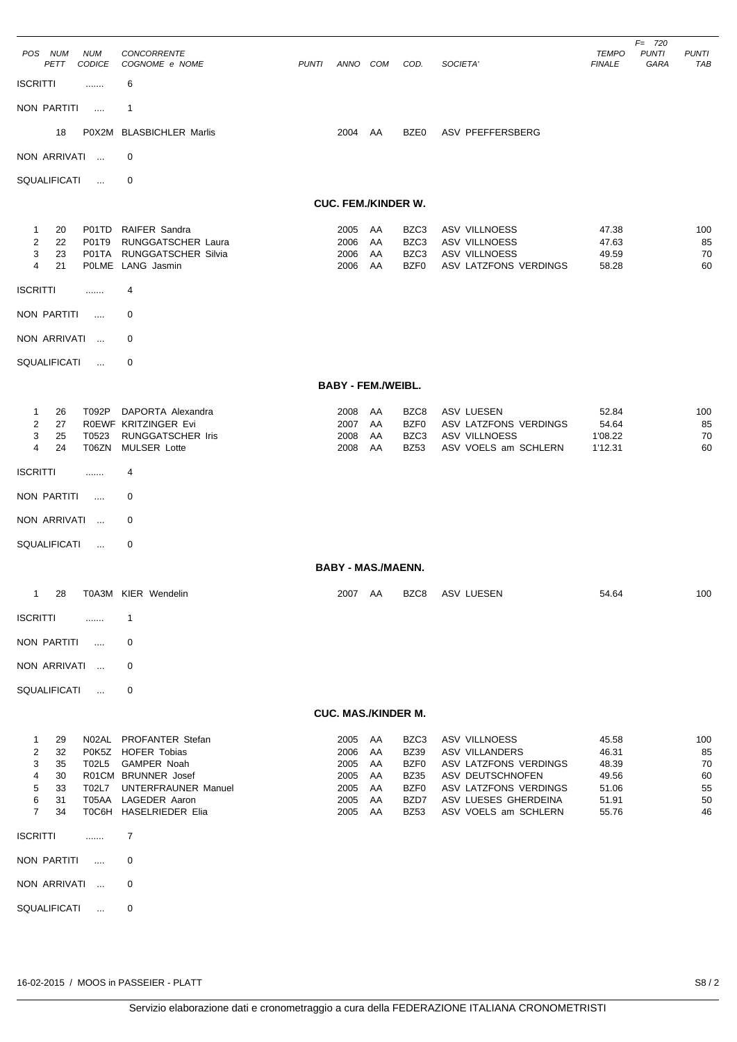| POS | NUM PETT | NUM CODICE | CONCORRENTE COGNOME e NOME | PUNTI | ANNO | COM | COD. | SOCIETA' | TEMPO FINALE | F= 720 PUNTI GARA | PUNTI TAB |
|---|---|---|---|---|---|---|---|---|---|---|---|

ISCRITTI ....... 6

NON PARTITI .... 1

| | 18 | P0X2M | BLASBICHLER Marlis | | 2004 | AA | BZE0 | ASV PFEFFERSBERG | | | |
|---|---|---|---|---|---|---|---|---|---|---|---|

NON ARRIVATI ... 0

SQUALIFICATI ... 0

## CUC. FEM./KINDER W.

| POS | NUM PETT | NUM CODICE | CONCORRENTE COGNOME e NOME | PUNTI | ANNO | COM | COD. | SOCIETA' | TEMPO FINALE | PUNTI GARA | PUNTI TAB |
|---|---|---|---|---|---|---|---|---|---|---|---|
| 1 | 20 | P01TD | RAIFER Sandra | | 2005 | AA | BZC3 | ASV VILLNOESS | 47.38 | | 100 |
| 2 | 22 | P01T9 | RUNGGATSCHER Laura | | 2006 | AA | BZC3 | ASV VILLNOESS | 47.63 | | 85 |
| 3 | 23 | P01TA | RUNGGATSCHER Silvia | | 2006 | AA | BZC3 | ASV VILLNOESS | 49.59 | | 70 |
| 4 | 21 | P0LME | LANG Jasmin | | 2006 | AA | BZF0 | ASV LATZFONS VERDINGS | 58.28 | | 60 |

ISCRITTI ....... 4

NON PARTITI .... 0

NON ARRIVATI ... 0

SQUALIFICATI ... 0

## BABY - FEM./WEIBL.

| POS | NUM PETT | NUM CODICE | CONCORRENTE COGNOME e NOME | PUNTI | ANNO | COM | COD. | SOCIETA' | TEMPO FINALE | PUNTI GARA | PUNTI TAB |
|---|---|---|---|---|---|---|---|---|---|---|---|
| 1 | 26 | T092P | DAPORTA Alexandra | | 2008 | AA | BZC8 | ASV LUESEN | 52.84 | | 100 |
| 2 | 27 | R0EWF | KRITZINGER Evi | | 2007 | AA | BZF0 | ASV LATZFONS VERDINGS | 54.64 | | 85 |
| 3 | 25 | T0523 | RUNGGATSCHER Iris | | 2008 | AA | BZC3 | ASV VILLNOESS | 1'08.22 | | 70 |
| 4 | 24 | T06ZN | MULSER Lotte | | 2008 | AA | BZ53 | ASV VOELS am SCHLERN | 1'12.31 | | 60 |

ISCRITTI ....... 4

NON PARTITI .... 0

NON ARRIVATI ... 0

SQUALIFICATI ... 0

## BABY - MAS./MAENN.

| POS | NUM PETT | NUM CODICE | CONCORRENTE COGNOME e NOME | PUNTI | ANNO | COM | COD. | SOCIETA' | TEMPO FINALE | PUNTI GARA | PUNTI TAB |
|---|---|---|---|---|---|---|---|---|---|---|---|
| 1 | 28 | T0A3M | KIER Wendelin | | 2007 | AA | BZC8 | ASV LUESEN | 54.64 | | 100 |

ISCRITTI ....... 1

NON PARTITI .... 0

NON ARRIVATI ... 0

SQUALIFICATI ... 0

## CUC. MAS./KINDER M.

| POS | NUM PETT | NUM CODICE | CONCORRENTE COGNOME e NOME | PUNTI | ANNO | COM | COD. | SOCIETA' | TEMPO FINALE | PUNTI GARA | PUNTI TAB |
|---|---|---|---|---|---|---|---|---|---|---|---|
| 1 | 29 | N02AL | PROFANTER Stefan | | 2005 | AA | BZC3 | ASV VILLNOESS | 45.58 | | 100 |
| 2 | 32 | P0K5Z | HOFER Tobias | | 2006 | AA | BZ39 | ASV VILLANDERS | 46.31 | | 85 |
| 3 | 35 | T02L5 | GAMPER Noah | | 2005 | AA | BZF0 | ASV LATZFONS VERDINGS | 48.39 | | 70 |
| 4 | 30 | R01CM | BRUNNER Josef | | 2005 | AA | BZ35 | ASV DEUTSCHNOFEN | 49.56 | | 60 |
| 5 | 33 | T02L7 | UNTERFRAUNER Manuel | | 2005 | AA | BZF0 | ASV LATZFONS VERDINGS | 51.06 | | 55 |
| 6 | 31 | T05AA | LAGEDER Aaron | | 2005 | AA | BZD7 | ASV LUESES GHERDEINA | 51.91 | | 50 |
| 7 | 34 | T0C6H | HASELRIEDER Elia | | 2005 | AA | BZ53 | ASV VOELS am SCHLERN | 55.76 | | 46 |

ISCRITTI ....... 7

NON PARTITI .... 0

NON ARRIVATI ... 0

SQUALIFICATI ... 0

16-02-2015 / MOOS in PASSEIER - PLATT

Servizio elaborazione dati e cronometraggio a cura della FEDERAZIONE ITALIANA CRONOMETRISTI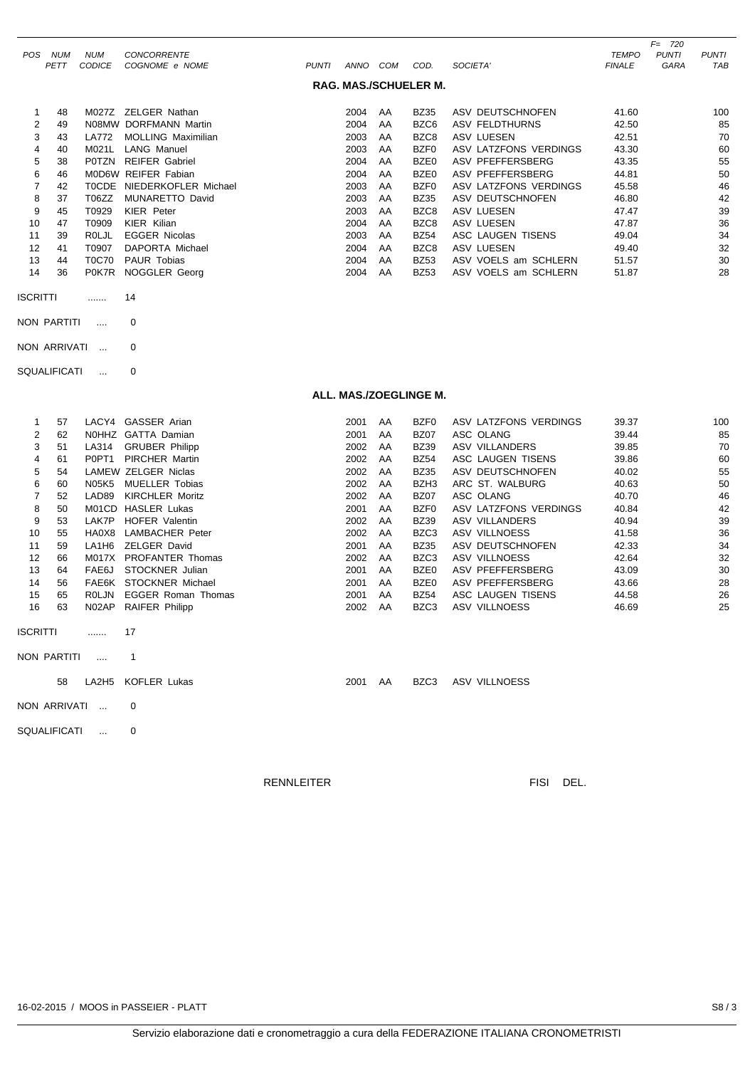| POS | NUM PETT | NUM CODICE | CONCORRENTE COGNOME e NOME | PUNTI | ANNO | COM | COD. | SOCIETA' | TEMPO FINALE | F= 720 PUNTI GARA | PUNTI TAB |
|---|---|---|---|---|---|---|---|---|---|---|---|

## RAG. MAS./SCHUELER M.

| POS | NUM PETT | NUM CODICE | CONCORRENTE COGNOME e NOME | PUNTI | ANNO | COM | COD. | SOCIETA' | TEMPO FINALE | PUNTI GARA | PUNTI TAB |
|---|---|---|---|---|---|---|---|---|---|---|---|
| 1 | 48 | M027Z | ZELGER Nathan | | 2004 | AA | BZ35 | ASV DEUTSCHNOFEN | 41.60 | | 100 |
| 2 | 49 | N08MW | DORFMANN Martin | | 2004 | AA | BZC6 | ASV FELDTHURNS | 42.50 | | 85 |
| 3 | 43 | LA772 | MOLLING Maximilian | | 2003 | AA | BZC8 | ASV LUESEN | 42.51 | | 70 |
| 4 | 40 | M021L | LANG Manuel | | 2003 | AA | BZF0 | ASV LATZFONS VERDINGS | 43.30 | | 60 |
| 5 | 38 | P0TZN | REIFER Gabriel | | 2004 | AA | BZE0 | ASV PFEFFERSBERG | 43.35 | | 55 |
| 6 | 46 | M0D6W | REIFER Fabian | | 2004 | AA | BZE0 | ASV PFEFFERSBERG | 44.81 | | 50 |
| 7 | 42 | T0CDE | NIEDERKOFLER Michael | | 2003 | AA | BZF0 | ASV LATZFONS VERDINGS | 45.58 | | 46 |
| 8 | 37 | T06ZZ | MUNARETTO David | | 2003 | AA | BZ35 | ASV DEUTSCHNOFEN | 46.80 | | 42 |
| 9 | 45 | T0929 | KIER Peter | | 2003 | AA | BZC8 | ASV LUESEN | 47.47 | | 39 |
| 10 | 47 | T0909 | KIER Kilian | | 2004 | AA | BZC8 | ASV LUESEN | 47.87 | | 36 |
| 11 | 39 | R0LJL | EGGER Nicolas | | 2003 | AA | BZ54 | ASC LAUGEN TISENS | 49.04 | | 34 |
| 12 | 41 | T0907 | DAPORTA Michael | | 2004 | AA | BZC8 | ASV LUESEN | 49.40 | | 32 |
| 13 | 44 | T0C70 | PAUR Tobias | | 2004 | AA | BZ53 | ASV VOELS am SCHLERN | 51.57 | | 30 |
| 14 | 36 | P0K7R | NOGGLER Georg | | 2004 | AA | BZ53 | ASV VOELS am SCHLERN | 51.87 | | 28 |

ISCRITTI ....... 14

NON PARTITI .... 0

NON ARRIVATI ... 0

SQUALIFICATI ... 0

## ALL. MAS./ZOEGLINGE M.

| POS | NUM PETT | NUM CODICE | CONCORRENTE COGNOME e NOME | PUNTI | ANNO | COM | COD. | SOCIETA' | TEMPO FINALE | PUNTI GARA | PUNTI TAB |
|---|---|---|---|---|---|---|---|---|---|---|---|
| 1 | 57 | LACY4 | GASSER Arian | | 2001 | AA | BZF0 | ASV LATZFONS VERDINGS | 39.37 | | 100 |
| 2 | 62 | N0HHZ | GATTA Damian | | 2001 | AA | BZ07 | ASC OLANG | 39.44 | | 85 |
| 3 | 51 | LA314 | GRUBER Philipp | | 2002 | AA | BZ39 | ASV VILLANDERS | 39.85 | | 70 |
| 4 | 61 | P0PT1 | PIRCHER Martin | | 2002 | AA | BZ54 | ASC LAUGEN TISENS | 39.86 | | 60 |
| 5 | 54 | LAMEW | ZELGER Niclas | | 2002 | AA | BZ35 | ASV DEUTSCHNOFEN | 40.02 | | 55 |
| 6 | 60 | N05K5 | MUELLER Tobias | | 2002 | AA | BZH3 | ARC ST. WALBURG | 40.63 | | 50 |
| 7 | 52 | LAD89 | KIRCHLER Moritz | | 2002 | AA | BZ07 | ASC OLANG | 40.70 | | 46 |
| 8 | 50 | M01CD | HASLER Lukas | | 2001 | AA | BZF0 | ASV LATZFONS VERDINGS | 40.84 | | 42 |
| 9 | 53 | LAK7P | HOFER Valentin | | 2002 | AA | BZ39 | ASV VILLANDERS | 40.94 | | 39 |
| 10 | 55 | HA0X8 | LAMBACHER Peter | | 2002 | AA | BZC3 | ASV VILLNOESS | 41.58 | | 36 |
| 11 | 59 | LA1H6 | ZELGER David | | 2001 | AA | BZ35 | ASV DEUTSCHNOFEN | 42.33 | | 34 |
| 12 | 66 | M017X | PROFANTER Thomas | | 2002 | AA | BZC3 | ASV VILLNOESS | 42.64 | | 32 |
| 13 | 64 | FAE6J | STOCKNER Julian | | 2001 | AA | BZE0 | ASV PFEFFERSBERG | 43.09 | | 30 |
| 14 | 56 | FAE6K | STOCKNER Michael | | 2001 | AA | BZE0 | ASV PFEFFERSBERG | 43.66 | | 28 |
| 15 | 65 | R0LJN | EGGER Roman Thomas | | 2001 | AA | BZ54 | ASC LAUGEN TISENS | 44.58 | | 26 |
| 16 | 63 | N02AP | RAIFER Philipp | | 2002 | AA | BZC3 | ASV VILLNOESS | 46.69 | | 25 |

ISCRITTI ....... 17

NON PARTITI .... 1

| | | | | | | | | |
|---|---|---|---|---|---|---|---|---|
| | 58 | LA2H5 | KOFLER Lukas | | 2001 | AA | BZC3 | ASV VILLNOESS |

NON ARRIVATI ... 0

SQUALIFICATI ... 0

RENNLEITER — FISI DEL.

16-02-2015 / MOOS in PASSEIER - PLATT

Servizio elaborazione dati e cronometraggio a cura della FEDERAZIONE ITALIANA CRONOMETRISTI